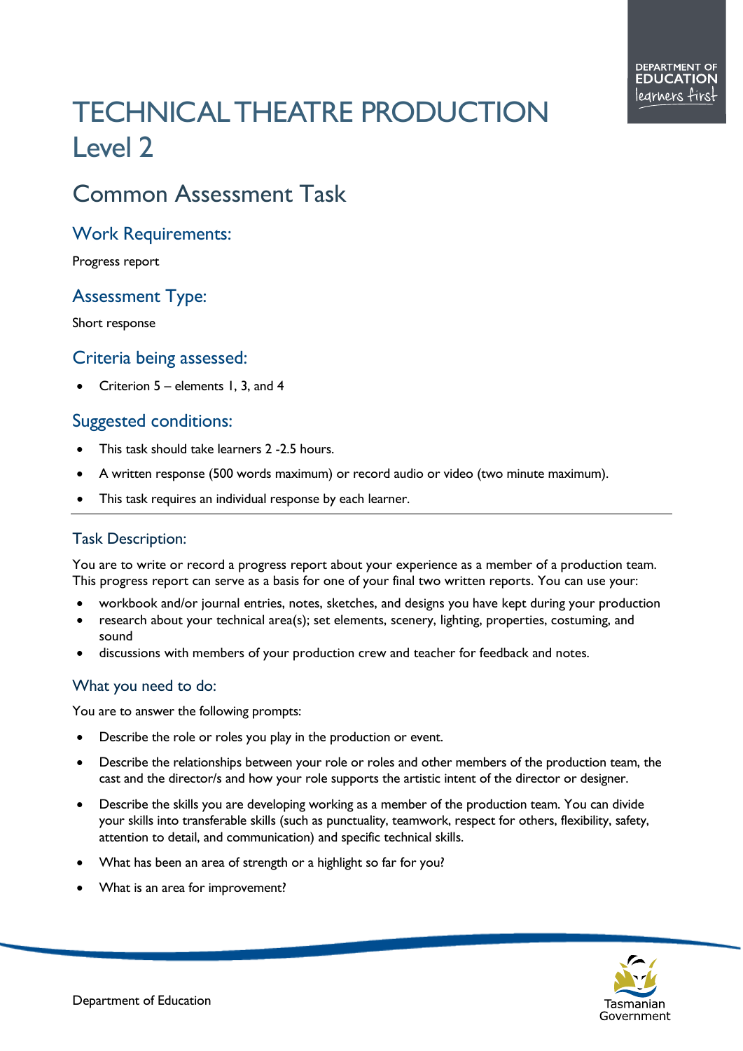# TECHNICAL THEATRE PRODUCTION Level 2

## Common Assessment Task

### Work Requirements:

Progress report

### Assessment Type:

Short response

### Criteria being assessed:

- Criterion 5 – elements 1, 3, and 4

### Suggested conditions:

- This task should take learners 2 -2.5 hours.
- A written response (500 words maximum) or record audio or video (two minute maximum).
- This task requires an individual response by each learner.

---

### Task Description:

You are to write or record a progress report about your experience as a member of a production team. This progress report can serve as a basis for one of your final two written reports. You can use your:

- workbook and/or journal entries, notes, sketches, and designs you have kept during your production
- research about your technical area(s); set elements, scenery, lighting, properties, costuming, and sound
- discussions with members of your production crew and teacher for feedback and notes.

### What you need to do:

You are to answer the following prompts:

- Describe the role or roles you play in the production or event.
- Describe the relationships between your role or roles and other members of the production team, the cast and the director/s and how your role supports the artistic intent of the director or designer.
- Describe the skills you are developing working as a member of the production team. You can divide your skills into transferable skills (such as punctuality, teamwork, respect for others, flexibility, safety, attention to detail, and communication) and specific technical skills.
- What has been an area of strength or a highlight so far for you?
- What is an area for improvement?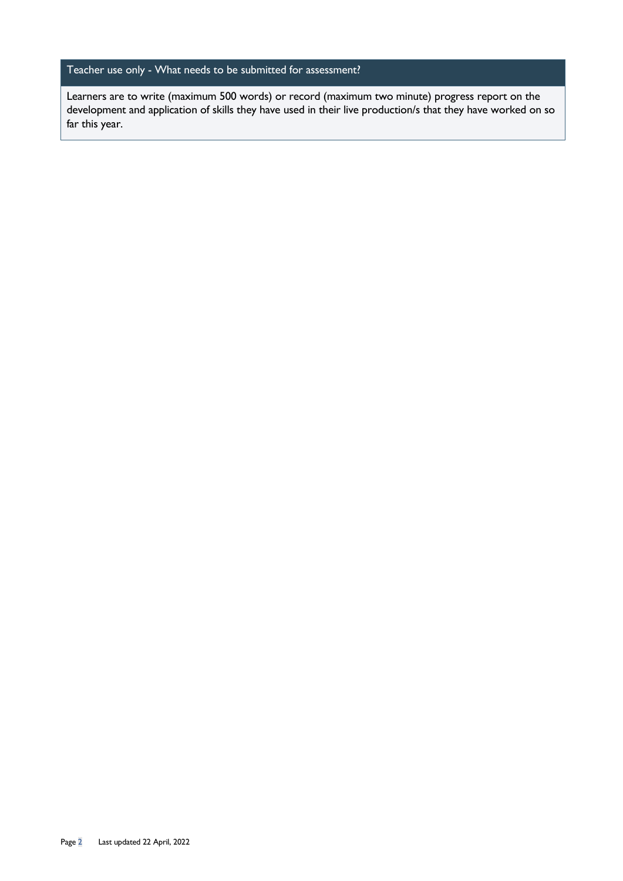## Teacher use only - What needs to be submitted for assessment?

Learners are to write (maximum 500 words) or record (maximum two minute) progress report on the development and application of skills they have used in their live production/s that they have worked on so far this year.